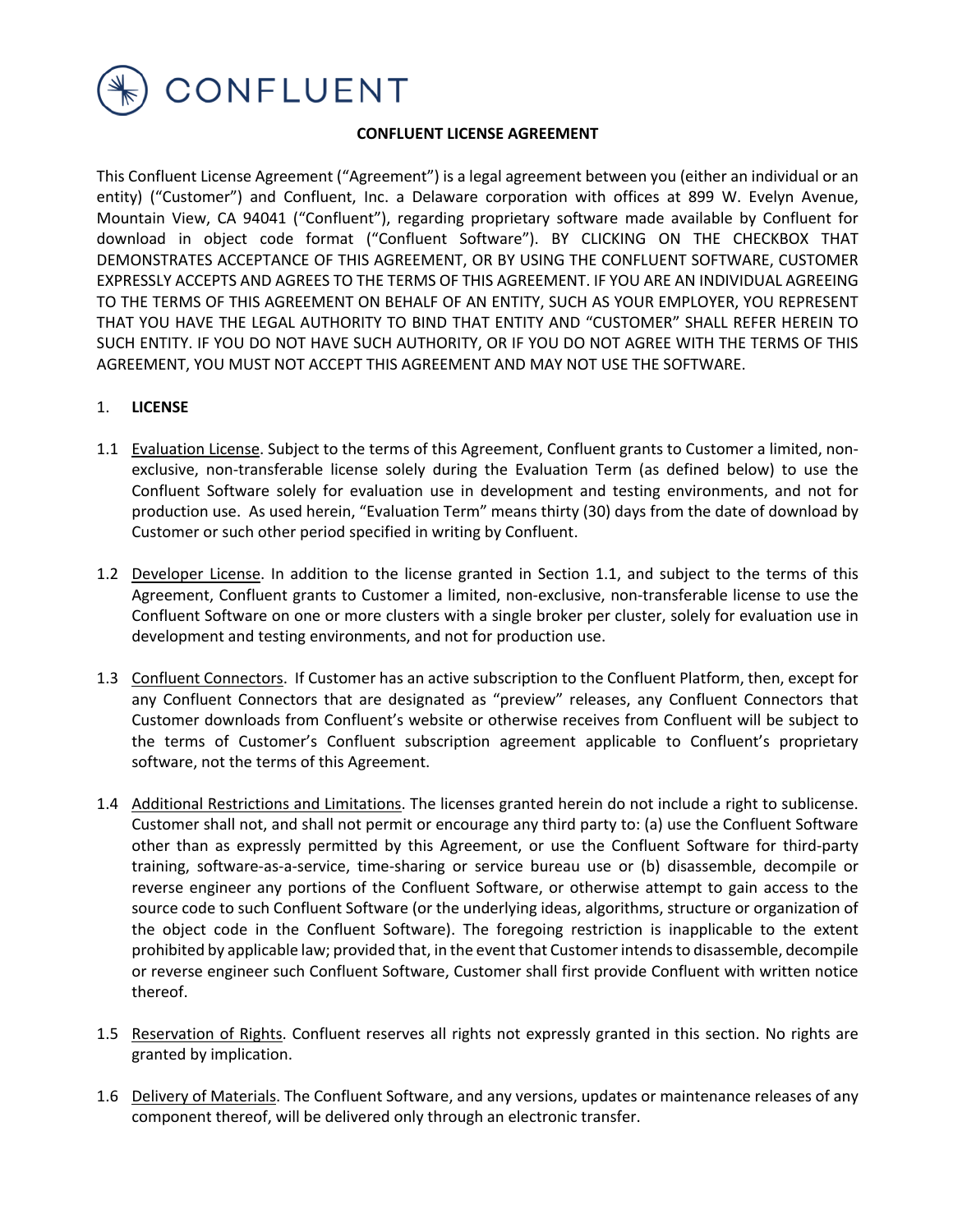CONFLUENT

# CONFLUENT LICENSE AGREEMENT

This Confluent License Agreement ("Agreement") is a legal agreement between you (either an individual or an entity) ("Customer") and Confluent, Inc. a Delaware corporation with offices at 899 W. Evelyn Avenue, Mountain View, CA 94041 ("Confluent"), regarding proprietary software made available by Confluent for download in object code format ("Confluent Software"). BY CLICKING ON THE CHECKBOX THAT DEMONSTRATES ACCEPTANCE OF THIS AGREEMENT, OR BY USING THE CONFLUENT SOFTWARE, CUSTOMER EXPRESSLY ACCEPTS AND AGREES TO THE TERMS OF THIS AGREEMENT. IF YOU ARE AN INDIVIDUAL AGREEING TO THE TERMS OF THIS AGREEMENT ON BEHALF OF AN ENTITY, SUCH AS YOUR EMPLOYER, YOU REPRESENT THAT YOU HAVE THE LEGAL AUTHORITY TO BIND THAT ENTITY AND "CUSTOMER" SHALL REFER HEREIN TO SUCH ENTITY. IF YOU DO NOT HAVE SUCH AUTHORITY, OR IF YOU DO NOT AGREE WITH THE TERMS OF THIS AGREEMENT, YOU MUST NOT ACCEPT THIS AGREEMENT AND MAY NOT USE THE SOFTWARE.

## 1. LICENSE

1.1 Evaluation License. Subject to the terms of this Agreement, Confluent grants to Customer a limited, non-exclusive, non-transferable license solely during the Evaluation Term (as defined below) to use the Confluent Software solely for evaluation use in development and testing environments, and not for production use. As used herein, "Evaluation Term" means thirty (30) days from the date of download by Customer or such other period specified in writing by Confluent.

1.2 Developer License. In addition to the license granted in Section 1.1, and subject to the terms of this Agreement, Confluent grants to Customer a limited, non-exclusive, non-transferable license to use the Confluent Software on one or more clusters with a single broker per cluster, solely for evaluation use in development and testing environments, and not for production use.

1.3 Confluent Connectors. If Customer has an active subscription to the Confluent Platform, then, except for any Confluent Connectors that are designated as "preview" releases, any Confluent Connectors that Customer downloads from Confluent's website or otherwise receives from Confluent will be subject to the terms of Customer's Confluent subscription agreement applicable to Confluent's proprietary software, not the terms of this Agreement.

1.4 Additional Restrictions and Limitations. The licenses granted herein do not include a right to sublicense. Customer shall not, and shall not permit or encourage any third party to: (a) use the Confluent Software other than as expressly permitted by this Agreement, or use the Confluent Software for third-party training, software-as-a-service, time-sharing or service bureau use or (b) disassemble, decompile or reverse engineer any portions of the Confluent Software, or otherwise attempt to gain access to the source code to such Confluent Software (or the underlying ideas, algorithms, structure or organization of the object code in the Confluent Software). The foregoing restriction is inapplicable to the extent prohibited by applicable law; provided that, in the event that Customer intends to disassemble, decompile or reverse engineer such Confluent Software, Customer shall first provide Confluent with written notice thereof.

1.5 Reservation of Rights. Confluent reserves all rights not expressly granted in this section. No rights are granted by implication.

1.6 Delivery of Materials. The Confluent Software, and any versions, updates or maintenance releases of any component thereof, will be delivered only through an electronic transfer.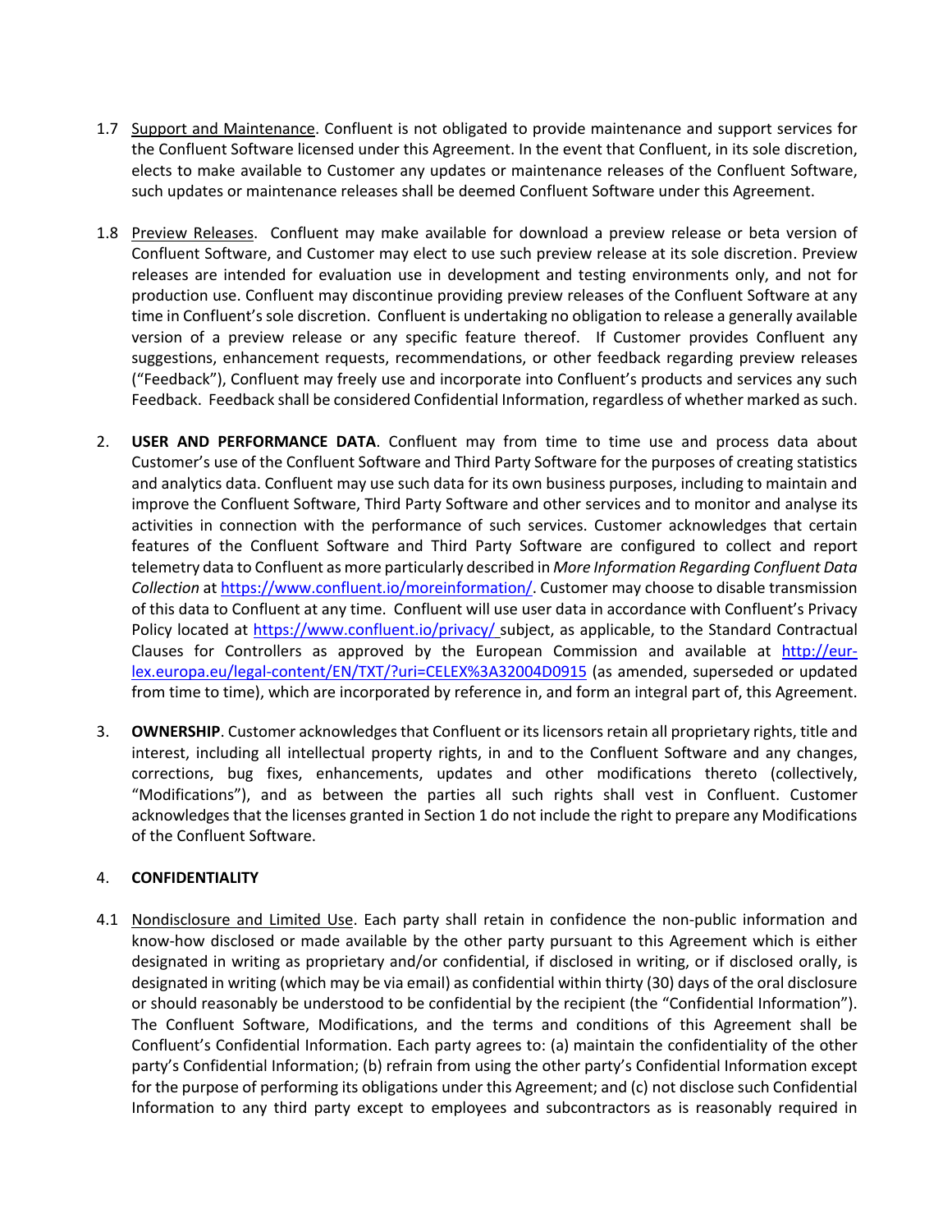1.7 Support and Maintenance. Confluent is not obligated to provide maintenance and support services for the Confluent Software licensed under this Agreement. In the event that Confluent, in its sole discretion, elects to make available to Customer any updates or maintenance releases of the Confluent Software, such updates or maintenance releases shall be deemed Confluent Software under this Agreement.

1.8 Preview Releases. Confluent may make available for download a preview release or beta version of Confluent Software, and Customer may elect to use such preview release at its sole discretion. Preview releases are intended for evaluation use in development and testing environments only, and not for production use. Confluent may discontinue providing preview releases of the Confluent Software at any time in Confluent's sole discretion. Confluent is undertaking no obligation to release a generally available version of a preview release or any specific feature thereof. If Customer provides Confluent any suggestions, enhancement requests, recommendations, or other feedback regarding preview releases ("Feedback"), Confluent may freely use and incorporate into Confluent's products and services any such Feedback. Feedback shall be considered Confidential Information, regardless of whether marked as such.

2. **USER AND PERFORMANCE DATA**. Confluent may from time to time use and process data about Customer's use of the Confluent Software and Third Party Software for the purposes of creating statistics and analytics data. Confluent may use such data for its own business purposes, including to maintain and improve the Confluent Software, Third Party Software and other services and to monitor and analyse its activities in connection with the performance of such services. Customer acknowledges that certain features of the Confluent Software and Third Party Software are configured to collect and report telemetry data to Confluent as more particularly described in *More Information Regarding Confluent Data Collection* at https://www.confluent.io/moreinformation/. Customer may choose to disable transmission of this data to Confluent at any time. Confluent will use user data in accordance with Confluent's Privacy Policy located at https://www.confluent.io/privacy/ subject, as applicable, to the Standard Contractual Clauses for Controllers as approved by the European Commission and available at http://eur-lex.europa.eu/legal-content/EN/TXT/?uri=CELEX%3A32004D0915 (as amended, superseded or updated from time to time), which are incorporated by reference in, and form an integral part of, this Agreement.

3. **OWNERSHIP**. Customer acknowledges that Confluent or its licensors retain all proprietary rights, title and interest, including all intellectual property rights, in and to the Confluent Software and any changes, corrections, bug fixes, enhancements, updates and other modifications thereto (collectively, "Modifications"), and as between the parties all such rights shall vest in Confluent. Customer acknowledges that the licenses granted in Section 1 do not include the right to prepare any Modifications of the Confluent Software.

4. **CONFIDENTIALITY**

4.1 Nondisclosure and Limited Use. Each party shall retain in confidence the non-public information and know-how disclosed or made available by the other party pursuant to this Agreement which is either designated in writing as proprietary and/or confidential, if disclosed in writing, or if disclosed orally, is designated in writing (which may be via email) as confidential within thirty (30) days of the oral disclosure or should reasonably be understood to be confidential by the recipient (the "Confidential Information"). The Confluent Software, Modifications, and the terms and conditions of this Agreement shall be Confluent's Confidential Information. Each party agrees to: (a) maintain the confidentiality of the other party's Confidential Information; (b) refrain from using the other party's Confidential Information except for the purpose of performing its obligations under this Agreement; and (c) not disclose such Confidential Information to any third party except to employees and subcontractors as is reasonably required in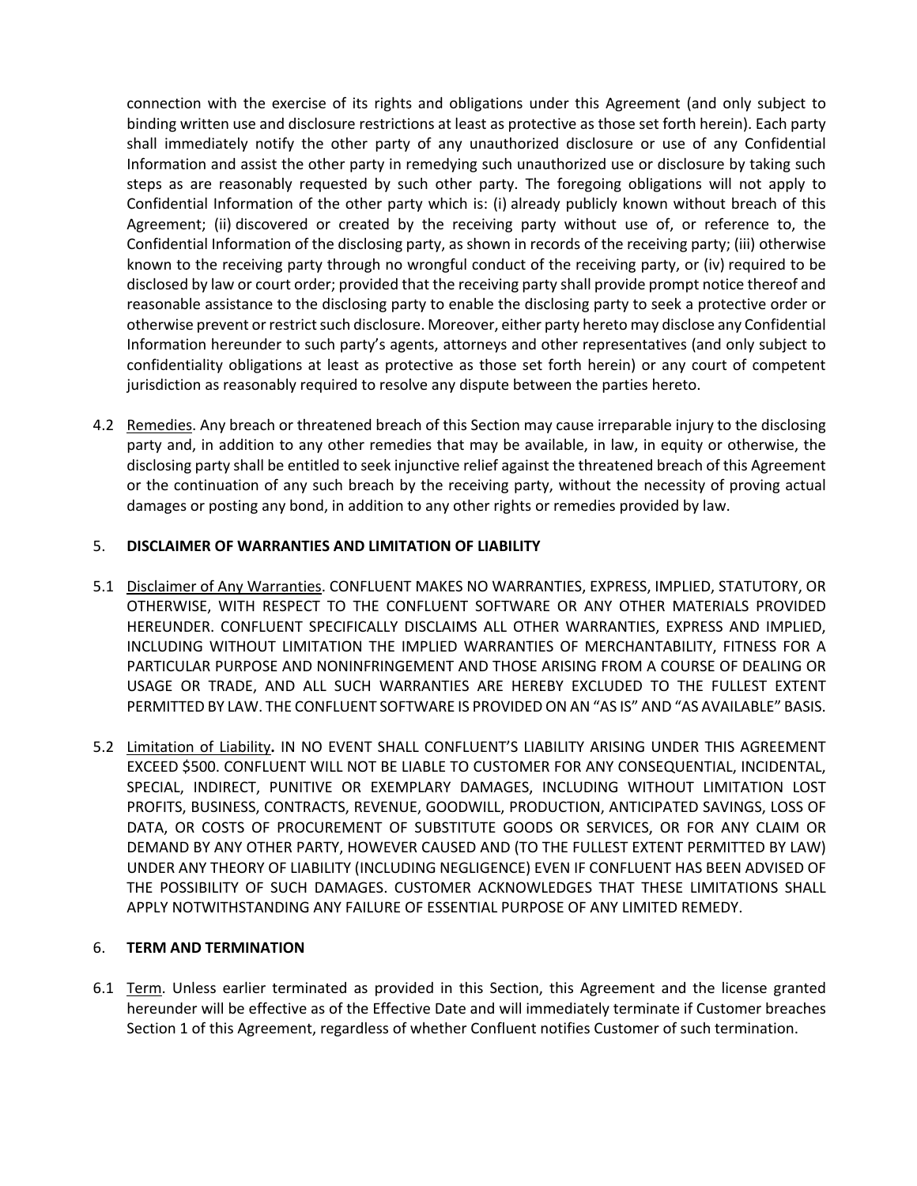connection with the exercise of its rights and obligations under this Agreement (and only subject to binding written use and disclosure restrictions at least as protective as those set forth herein). Each party shall immediately notify the other party of any unauthorized disclosure or use of any Confidential Information and assist the other party in remedying such unauthorized use or disclosure by taking such steps as are reasonably requested by such other party. The foregoing obligations will not apply to Confidential Information of the other party which is: (i) already publicly known without breach of this Agreement; (ii) discovered or created by the receiving party without use of, or reference to, the Confidential Information of the disclosing party, as shown in records of the receiving party; (iii) otherwise known to the receiving party through no wrongful conduct of the receiving party, or (iv) required to be disclosed by law or court order; provided that the receiving party shall provide prompt notice thereof and reasonable assistance to the disclosing party to enable the disclosing party to seek a protective order or otherwise prevent or restrict such disclosure. Moreover, either party hereto may disclose any Confidential Information hereunder to such party's agents, attorneys and other representatives (and only subject to confidentiality obligations at least as protective as those set forth herein) or any court of competent jurisdiction as reasonably required to resolve any dispute between the parties hereto.

4.2 Remedies. Any breach or threatened breach of this Section may cause irreparable injury to the disclosing party and, in addition to any other remedies that may be available, in law, in equity or otherwise, the disclosing party shall be entitled to seek injunctive relief against the threatened breach of this Agreement or the continuation of any such breach by the receiving party, without the necessity of proving actual damages or posting any bond, in addition to any other rights or remedies provided by law.

5. **DISCLAIMER OF WARRANTIES AND LIMITATION OF LIABILITY**

5.1 Disclaimer of Any Warranties. CONFLUENT MAKES NO WARRANTIES, EXPRESS, IMPLIED, STATUTORY, OR OTHERWISE, WITH RESPECT TO THE CONFLUENT SOFTWARE OR ANY OTHER MATERIALS PROVIDED HEREUNDER. CONFLUENT SPECIFICALLY DISCLAIMS ALL OTHER WARRANTIES, EXPRESS AND IMPLIED, INCLUDING WITHOUT LIMITATION THE IMPLIED WARRANTIES OF MERCHANTABILITY, FITNESS FOR A PARTICULAR PURPOSE AND NONINFRINGEMENT AND THOSE ARISING FROM A COURSE OF DEALING OR USAGE OR TRADE, AND ALL SUCH WARRANTIES ARE HEREBY EXCLUDED TO THE FULLEST EXTENT PERMITTED BY LAW. THE CONFLUENT SOFTWARE IS PROVIDED ON AN "AS IS" AND "AS AVAILABLE" BASIS.

5.2 Limitation of Liability**.** IN NO EVENT SHALL CONFLUENT'S LIABILITY ARISING UNDER THIS AGREEMENT EXCEED $500. CONFLUENT WILL NOT BE LIABLE TO CUSTOMER FOR ANY CONSEQUENTIAL, INCIDENTAL, SPECIAL, INDIRECT, PUNITIVE OR EXEMPLARY DAMAGES, INCLUDING WITHOUT LIMITATION LOST PROFITS, BUSINESS, CONTRACTS, REVENUE, GOODWILL, PRODUCTION, ANTICIPATED SAVINGS, LOSS OF DATA, OR COSTS OF PROCUREMENT OF SUBSTITUTE GOODS OR SERVICES, OR FOR ANY CLAIM OR DEMAND BY ANY OTHER PARTY, HOWEVER CAUSED AND (TO THE FULLEST EXTENT PERMITTED BY LAW) UNDER ANY THEORY OF LIABILITY (INCLUDING NEGLIGENCE) EVEN IF CONFLUENT HAS BEEN ADVISED OF THE POSSIBILITY OF SUCH DAMAGES. CUSTOMER ACKNOWLEDGES THAT THESE LIMITATIONS SHALL APPLY NOTWITHSTANDING ANY FAILURE OF ESSENTIAL PURPOSE OF ANY LIMITED REMEDY.

6. **TERM AND TERMINATION**

6.1 Term. Unless earlier terminated as provided in this Section, this Agreement and the license granted hereunder will be effective as of the Effective Date and will immediately terminate if Customer breaches Section 1 of this Agreement, regardless of whether Confluent notifies Customer of such termination.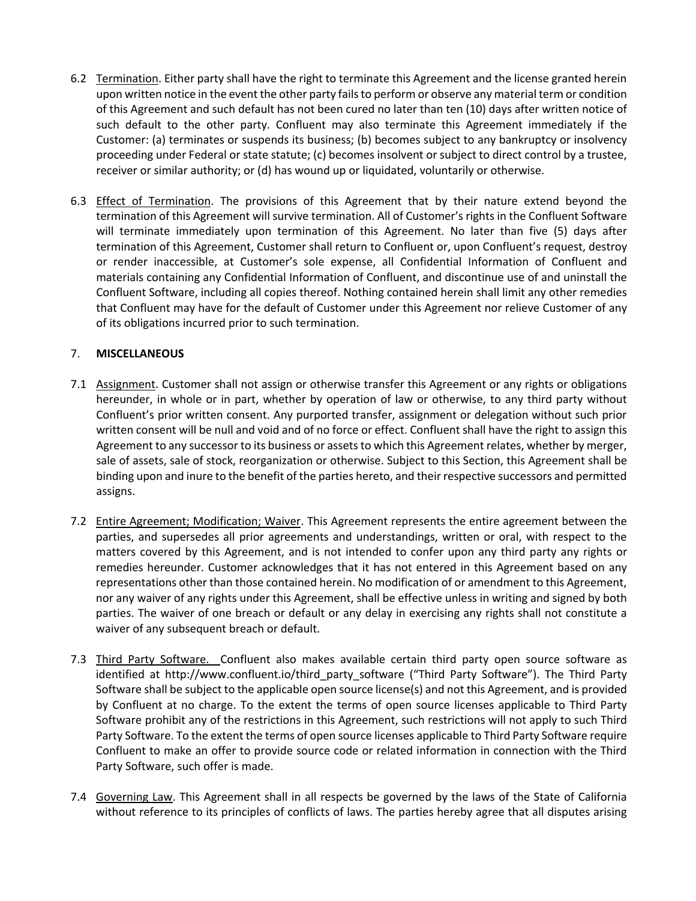6.2 Termination. Either party shall have the right to terminate this Agreement and the license granted herein upon written notice in the event the other party fails to perform or observe any material term or condition of this Agreement and such default has not been cured no later than ten (10) days after written notice of such default to the other party. Confluent may also terminate this Agreement immediately if the Customer: (a) terminates or suspends its business; (b) becomes subject to any bankruptcy or insolvency proceeding under Federal or state statute; (c) becomes insolvent or subject to direct control by a trustee, receiver or similar authority; or (d) has wound up or liquidated, voluntarily or otherwise.

6.3 Effect of Termination. The provisions of this Agreement that by their nature extend beyond the termination of this Agreement will survive termination. All of Customer's rights in the Confluent Software will terminate immediately upon termination of this Agreement. No later than five (5) days after termination of this Agreement, Customer shall return to Confluent or, upon Confluent's request, destroy or render inaccessible, at Customer's sole expense, all Confidential Information of Confluent and materials containing any Confidential Information of Confluent, and discontinue use of and uninstall the Confluent Software, including all copies thereof. Nothing contained herein shall limit any other remedies that Confluent may have for the default of Customer under this Agreement nor relieve Customer of any of its obligations incurred prior to such termination.

## 7. MISCELLANEOUS

7.1 Assignment. Customer shall not assign or otherwise transfer this Agreement or any rights or obligations hereunder, in whole or in part, whether by operation of law or otherwise, to any third party without Confluent's prior written consent. Any purported transfer, assignment or delegation without such prior written consent will be null and void and of no force or effect. Confluent shall have the right to assign this Agreement to any successor to its business or assets to which this Agreement relates, whether by merger, sale of assets, sale of stock, reorganization or otherwise. Subject to this Section, this Agreement shall be binding upon and inure to the benefit of the parties hereto, and their respective successors and permitted assigns.

7.2 Entire Agreement; Modification; Waiver. This Agreement represents the entire agreement between the parties, and supersedes all prior agreements and understandings, written or oral, with respect to the matters covered by this Agreement, and is not intended to confer upon any third party any rights or remedies hereunder. Customer acknowledges that it has not entered in this Agreement based on any representations other than those contained herein. No modification of or amendment to this Agreement, nor any waiver of any rights under this Agreement, shall be effective unless in writing and signed by both parties. The waiver of one breach or default or any delay in exercising any rights shall not constitute a waiver of any subsequent breach or default.

7.3 Third Party Software. Confluent also makes available certain third party open source software as identified at http://www.confluent.io/third_party_software ("Third Party Software"). The Third Party Software shall be subject to the applicable open source license(s) and not this Agreement, and is provided by Confluent at no charge. To the extent the terms of open source licenses applicable to Third Party Software prohibit any of the restrictions in this Agreement, such restrictions will not apply to such Third Party Software. To the extent the terms of open source licenses applicable to Third Party Software require Confluent to make an offer to provide source code or related information in connection with the Third Party Software, such offer is made.

7.4 Governing Law. This Agreement shall in all respects be governed by the laws of the State of California without reference to its principles of conflicts of laws. The parties hereby agree that all disputes arising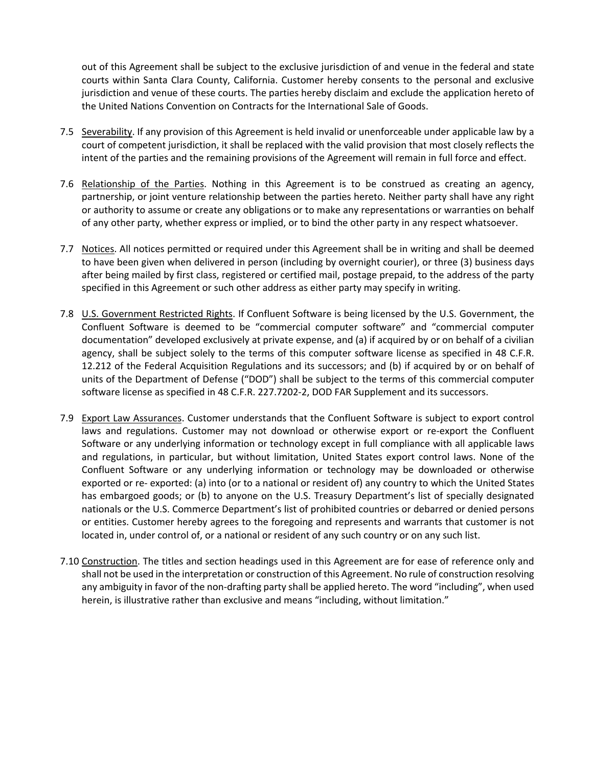out of this Agreement shall be subject to the exclusive jurisdiction of and venue in the federal and state courts within Santa Clara County, California. Customer hereby consents to the personal and exclusive jurisdiction and venue of these courts. The parties hereby disclaim and exclude the application hereto of the United Nations Convention on Contracts for the International Sale of Goods.

7.5 Severability. If any provision of this Agreement is held invalid or unenforceable under applicable law by a court of competent jurisdiction, it shall be replaced with the valid provision that most closely reflects the intent of the parties and the remaining provisions of the Agreement will remain in full force and effect.

7.6 Relationship of the Parties. Nothing in this Agreement is to be construed as creating an agency, partnership, or joint venture relationship between the parties hereto. Neither party shall have any right or authority to assume or create any obligations or to make any representations or warranties on behalf of any other party, whether express or implied, or to bind the other party in any respect whatsoever.

7.7 Notices. All notices permitted or required under this Agreement shall be in writing and shall be deemed to have been given when delivered in person (including by overnight courier), or three (3) business days after being mailed by first class, registered or certified mail, postage prepaid, to the address of the party specified in this Agreement or such other address as either party may specify in writing.

7.8 U.S. Government Restricted Rights. If Confluent Software is being licensed by the U.S. Government, the Confluent Software is deemed to be "commercial computer software" and "commercial computer documentation" developed exclusively at private expense, and (a) if acquired by or on behalf of a civilian agency, shall be subject solely to the terms of this computer software license as specified in 48 C.F.R. 12.212 of the Federal Acquisition Regulations and its successors; and (b) if acquired by or on behalf of units of the Department of Defense ("DOD") shall be subject to the terms of this commercial computer software license as specified in 48 C.F.R. 227.7202-2, DOD FAR Supplement and its successors.

7.9 Export Law Assurances. Customer understands that the Confluent Software is subject to export control laws and regulations. Customer may not download or otherwise export or re-export the Confluent Software or any underlying information or technology except in full compliance with all applicable laws and regulations, in particular, but without limitation, United States export control laws. None of the Confluent Software or any underlying information or technology may be downloaded or otherwise exported or re- exported: (a) into (or to a national or resident of) any country to which the United States has embargoed goods; or (b) to anyone on the U.S. Treasury Department's list of specially designated nationals or the U.S. Commerce Department's list of prohibited countries or debarred or denied persons or entities. Customer hereby agrees to the foregoing and represents and warrants that customer is not located in, under control of, or a national or resident of any such country or on any such list.

7.10 Construction. The titles and section headings used in this Agreement are for ease of reference only and shall not be used in the interpretation or construction of this Agreement. No rule of construction resolving any ambiguity in favor of the non-drafting party shall be applied hereto. The word "including", when used herein, is illustrative rather than exclusive and means "including, without limitation."